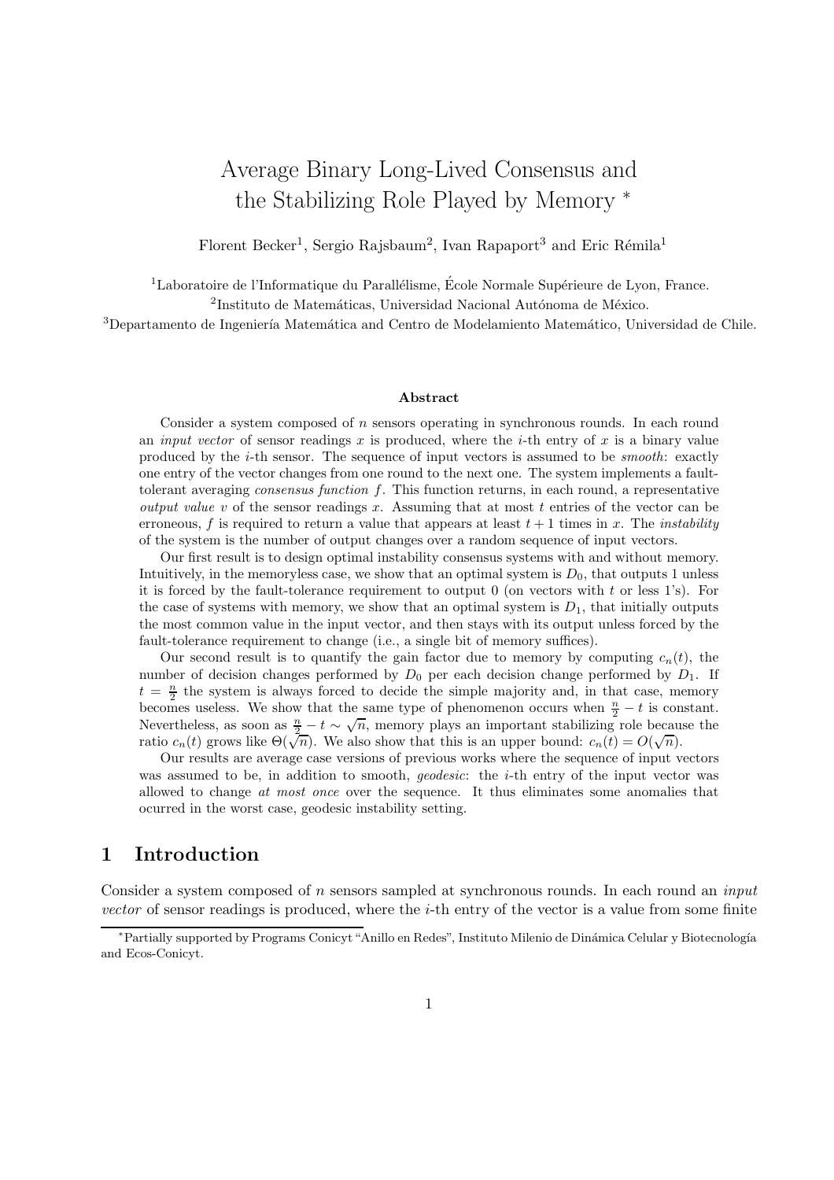# Average Binary Long-Lived Consensus and the Stabilizing Role Played by Memory *

Florent Becker[1], Sergio Rajsbaum[2], Ivan Rapaport[3] and Eric Rémila[1]

[1]Laboratoire de l'Informatique du Parallélisme, École Normale Supérieure de Lyon, France.
[2]Instituto de Matemáticas, Universidad Nacional Autónoma de México.
[3]Departamento de Ingeniería Matemática and Centro de Modelamiento Matemático, Universidad de Chile.

### Abstract

Consider a system composed of $n$ sensors operating in synchronous rounds. In each round an *input vector* of sensor readings $x$ is produced, where the $i$-th entry of $x$ is a binary value produced by the $i$-th sensor. The sequence of input vectors is assumed to be *smooth*: exactly one entry of the vector changes from one round to the next one. The system implements a fault-tolerant averaging *consensus function* $f$. This function returns, in each round, a representative *output value* $v$ of the sensor readings $x$. Assuming that at most $t$ entries of the vector can be erroneous, $f$ is required to return a value that appears at least $t+1$ times in $x$. The *instability* of the system is the number of output changes over a random sequence of input vectors.

Our first result is to design optimal instability consensus systems with and without memory. Intuitively, in the memoryless case, we show that an optimal system is $D_0$, that outputs 1 unless it is forced by the fault-tolerance requirement to output 0 (on vectors with $t$ or less 1's). For the case of systems with memory, we show that an optimal system is $D_1$, that initially outputs the most common value in the input vector, and then stays with its output unless forced by the fault-tolerance requirement to change (i.e., a single bit of memory suffices).

Our second result is to quantify the gain factor due to memory by computing $c_n(t)$, the number of decision changes performed by $D_0$ per each decision change performed by $D_1$. If $t = \frac{n}{2}$ the system is always forced to decide the simple majority and, in that case, memory becomes useless. We show that the same type of phenomenon occurs when $\frac{n}{2} - t$ is constant. Nevertheless, as soon as $\frac{n}{2} - t \sim \sqrt{n}$, memory plays an important stabilizing role because the ratio $c_n(t)$ grows like $\Theta(\sqrt{n})$. We also show that this is an upper bound: $c_n(t) = O(\sqrt{n})$.

Our results are average case versions of previous works where the sequence of input vectors was assumed to be, in addition to smooth, *geodesic*: the $i$-th entry of the input vector was allowed to change *at most once* over the sequence. It thus eliminates some anomalies that ocurred in the worst case, geodesic instability setting.

## 1 Introduction

Consider a system composed of $n$ sensors sampled at synchronous rounds. In each round an *input vector* of sensor readings is produced, where the $i$-th entry of the vector is a value from some finite

*Partially supported by Programs Conicyt "Anillo en Redes", Instituto Milenio de Dinámica Celular y Biotecnología and Ecos-Conicyt.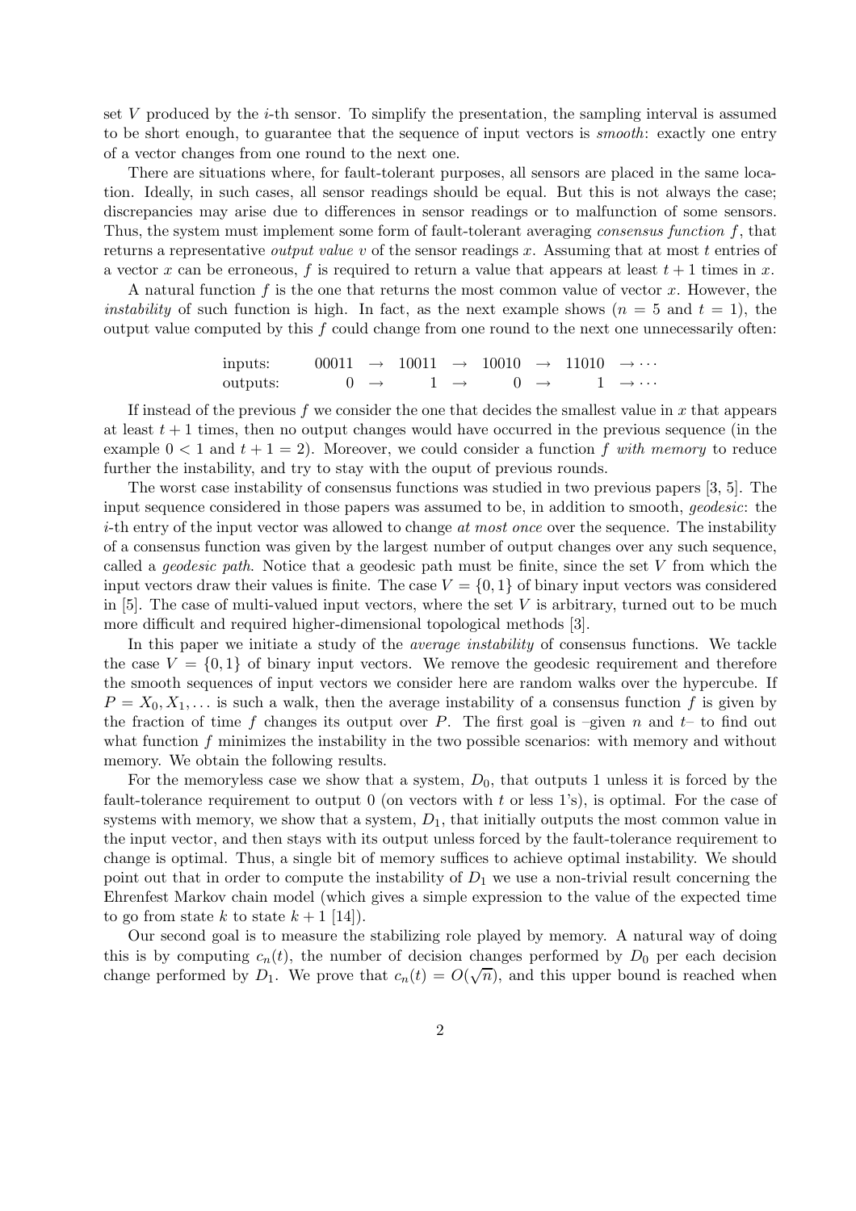set $V$ produced by the $i$-th sensor. To simplify the presentation, the sampling interval is assumed to be short enough, to guarantee that the sequence of input vectors is *smooth*: exactly one entry of a vector changes from one round to the next one.

There are situations where, for fault-tolerant purposes, all sensors are placed in the same location. Ideally, in such cases, all sensor readings should be equal. But this is not always the case; discrepancies may arise due to differences in sensor readings or to malfunction of some sensors. Thus, the system must implement some form of fault-tolerant averaging *consensus function* $f$, that returns a representative *output value* $v$ of the sensor readings $x$. Assuming that at most $t$ entries of a vector $x$ can be erroneous, $f$ is required to return a value that appears at least $t + 1$ times in $x$.

A natural function $f$ is the one that returns the most common value of vector $x$. However, the *instability* of such function is high. In fact, as the next example shows ($n = 5$ and $t = 1$), the output value computed by this $f$ could change from one round to the next one unnecessarily often:

$$
\begin{array}{lccccccccc}
\text{inputs:} & 00011 & \rightarrow & 10011 & \rightarrow & 10010 & \rightarrow & 11010 & \rightarrow \cdots \\
\text{outputs:} & 0 & \rightarrow & 1 & \rightarrow & 0 & \rightarrow & 1 & \rightarrow \cdots
\end{array}
$$

If instead of the previous $f$ we consider the one that decides the smallest value in $x$ that appears at least $t + 1$ times, then no output changes would have occurred in the previous sequence (in the example $0 < 1$ and $t + 1 = 2$). Moreover, we could consider a function $f$ *with memory* to reduce further the instability, and try to stay with the ouput of previous rounds.

The worst case instability of consensus functions was studied in two previous papers [3, 5]. The input sequence considered in those papers was assumed to be, in addition to smooth, *geodesic*: the $i$-th entry of the input vector was allowed to change *at most once* over the sequence. The instability of a consensus function was given by the largest number of output changes over any such sequence, called a *geodesic path*. Notice that a geodesic path must be finite, since the set $V$ from which the input vectors draw their values is finite. The case $V = \{0, 1\}$ of binary input vectors was considered in [5]. The case of multi-valued input vectors, where the set $V$ is arbitrary, turned out to be much more difficult and required higher-dimensional topological methods [3].

In this paper we initiate a study of the *average instability* of consensus functions. We tackle the case $V = \{0, 1\}$ of binary input vectors. We remove the geodesic requirement and therefore the smooth sequences of input vectors we consider here are random walks over the hypercube. If $P = X_0, X_1, \ldots$ is such a walk, then the average instability of a consensus function $f$ is given by the fraction of time $f$ changes its output over $P$. The first goal is –given $n$ and $t$– to find out what function $f$ minimizes the instability in the two possible scenarios: with memory and without memory. We obtain the following results.

For the memoryless case we show that a system, $D_0$, that outputs 1 unless it is forced by the fault-tolerance requirement to output 0 (on vectors with $t$ or less 1's), is optimal. For the case of systems with memory, we show that a system, $D_1$, that initially outputs the most common value in the input vector, and then stays with its output unless forced by the fault-tolerance requirement to change is optimal. Thus, a single bit of memory suffices to achieve optimal instability. We should point out that in order to compute the instability of $D_1$ we use a non-trivial result concerning the Ehrenfest Markov chain model (which gives a simple expression to the value of the expected time to go from state $k$ to state $k + 1$ [14]).

Our second goal is to measure the stabilizing role played by memory. A natural way of doing this is by computing $c_n(t)$, the number of decision changes performed by $D_0$ per each decision change performed by $D_1$. We prove that $c_n(t) = O(\sqrt{n})$, and this upper bound is reached when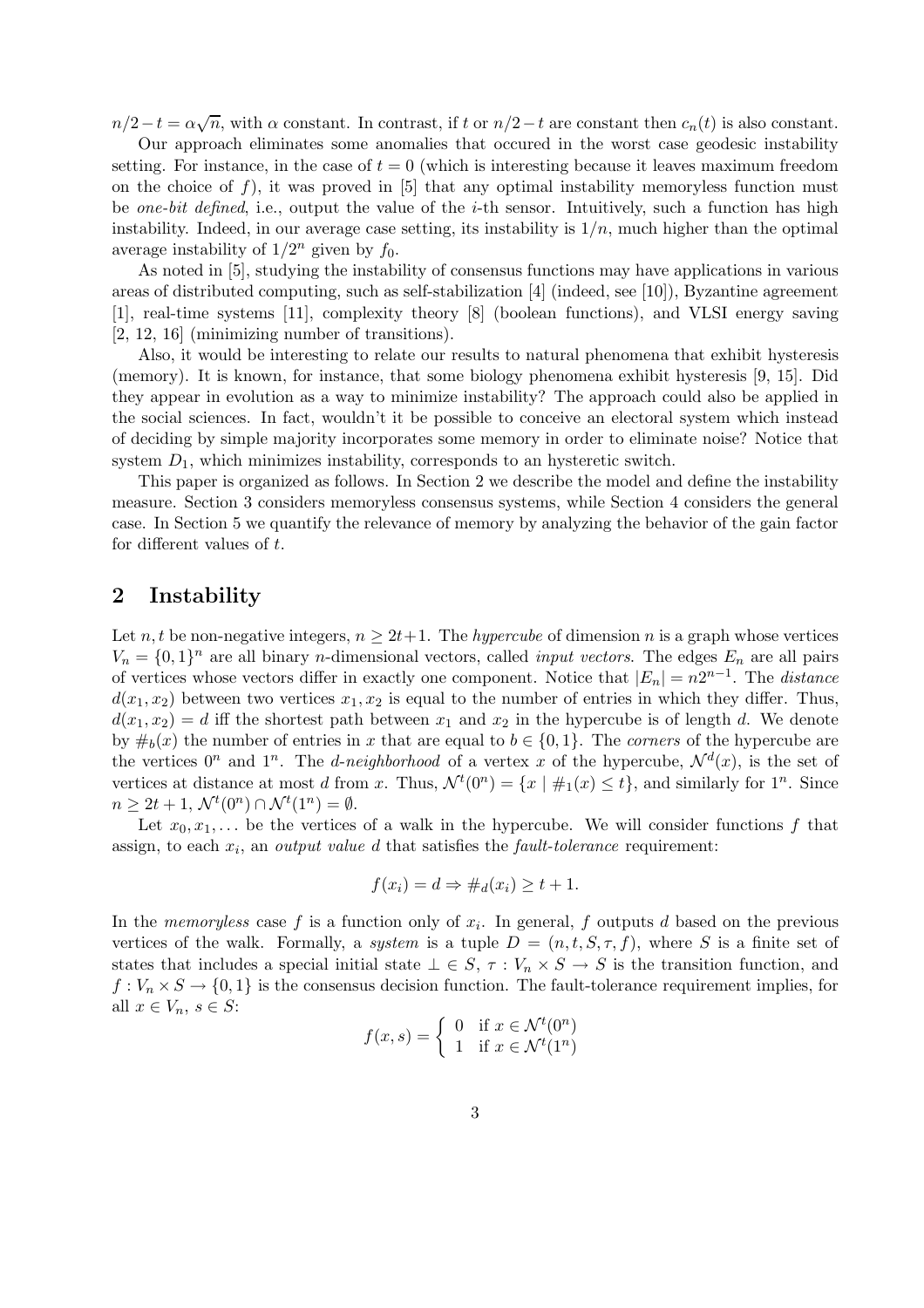$n/2 - t = \alpha\sqrt{n}$, with $\alpha$ constant. In contrast, if $t$ or $n/2 - t$ are constant then $c_n(t)$ is also constant.

Our approach eliminates some anomalies that occured in the worst case geodesic instability setting. For instance, in the case of $t = 0$ (which is interesting because it leaves maximum freedom on the choice of $f$), it was proved in [5] that any optimal instability memoryless function must be *one-bit defined*, i.e., output the value of the $i$-th sensor. Intuitively, such a function has high instability. Indeed, in our average case setting, its instability is $1/n$, much higher than the optimal average instability of $1/2^n$ given by $f_0$.

As noted in [5], studying the instability of consensus functions may have applications in various areas of distributed computing, such as self-stabilization [4] (indeed, see [10]), Byzantine agreement [1], real-time systems [11], complexity theory [8] (boolean functions), and VLSI energy saving [2, 12, 16] (minimizing number of transitions).

Also, it would be interesting to relate our results to natural phenomena that exhibit hysteresis (memory). It is known, for instance, that some biology phenomena exhibit hysteresis [9, 15]. Did they appear in evolution as a way to minimize instability? The approach could also be applied in the social sciences. In fact, wouldn't it be possible to conceive an electoral system which instead of deciding by simple majority incorporates some memory in order to eliminate noise? Notice that system $D_1$, which minimizes instability, corresponds to an hysteretic switch.

This paper is organized as follows. In Section 2 we describe the model and define the instability measure. Section 3 considers memoryless consensus systems, while Section 4 considers the general case. In Section 5 we quantify the relevance of memory by analyzing the behavior of the gain factor for different values of $t$.

## 2 Instability

Let $n, t$ be non-negative integers, $n \geq 2t+1$. The *hypercube* of dimension $n$ is a graph whose vertices $V_n = \{0,1\}^n$ are all binary $n$-dimensional vectors, called *input vectors*. The edges $E_n$ are all pairs of vertices whose vectors differ in exactly one component. Notice that $|E_n| = n2^{n-1}$. The *distance* $d(x_1, x_2)$ between two vertices $x_1, x_2$ is equal to the number of entries in which they differ. Thus, $d(x_1, x_2) = d$ iff the shortest path between $x_1$ and $x_2$ in the hypercube is of length $d$. We denote by $\#_b(x)$ the number of entries in $x$ that are equal to $b \in \{0, 1\}$. The *corners* of the hypercube are the vertices $0^n$ and $1^n$. The *d-neighborhood* of a vertex $x$ of the hypercube, $\mathcal{N}^d(x)$, is the set of vertices at distance at most $d$ from $x$. Thus, $\mathcal{N}^t(0^n) = \{x \mid \#_1(x) \leq t\}$, and similarly for $1^n$. Since $n \geq 2t + 1$, $\mathcal{N}^t(0^n) \cap \mathcal{N}^t(1^n) = \emptyset$.

Let $x_0, x_1, \ldots$ be the vertices of a walk in the hypercube. We will consider functions $f$ that assign, to each $x_i$, an *output value* $d$ that satisfies the *fault-tolerance* requirement:

$$f(x_i) = d \Rightarrow \#_d(x_i) \geq t + 1.$$

In the *memoryless* case $f$ is a function only of $x_i$. In general, $f$ outputs $d$ based on the previous vertices of the walk. Formally, a *system* is a tuple $D = (n, t, S, \tau, f)$, where $S$ is a finite set of states that includes a special initial state $\perp \in S$, $\tau : V_n \times S \rightarrow S$ is the transition function, and $f : V_n \times S \rightarrow \{0, 1\}$ is the consensus decision function. The fault-tolerance requirement implies, for all $x \in V_n$, $s \in S$:

$$f(x, s) = \begin{cases} 0 & \text{if } x \in \mathcal{N}^t(0^n) \\ 1 & \text{if } x \in \mathcal{N}^t(1^n) \end{cases}$$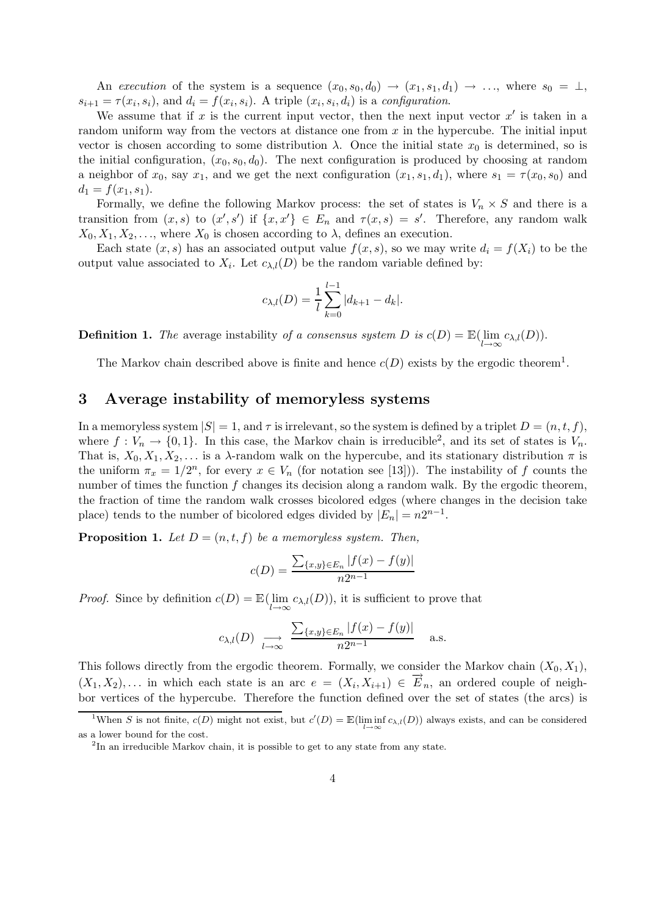An *execution* of the system is a sequence $(x_0, s_0, d_0) \to (x_1, s_1, d_1) \to \ldots$, where $s_0 = \perp$, $s_{i+1} = \tau(x_i, s_i)$, and $d_i = f(x_i, s_i)$. A triple $(x_i, s_i, d_i)$ is a *configuration*.

We assume that if $x$ is the current input vector, then the next input vector $x'$ is taken in a random uniform way from the vectors at distance one from $x$ in the hypercube. The initial input vector is chosen according to some distribution $\lambda$. Once the initial state $x_0$ is determined, so is the initial configuration, $(x_0, s_0, d_0)$. The next configuration is produced by choosing at random a neighbor of $x_0$, say $x_1$, and we get the next configuration $(x_1, s_1, d_1)$, where $s_1 = \tau(x_0, s_0)$ and $d_1 = f(x_1, s_1)$.

Formally, we define the following Markov process: the set of states is $V_n \times S$ and there is a transition from $(x, s)$ to $(x', s')$ if $\{x, x'\} \in E_n$ and $\tau(x, s) = s'$. Therefore, any random walk $X_0, X_1, X_2, \ldots$, where $X_0$ is chosen according to $\lambda$, defines an execution.

Each state $(x, s)$ has an associated output value $f(x, s)$, so we may write $d_i = f(X_i)$ to be the output value associated to $X_i$. Let $c_{\lambda,l}(D)$ be the random variable defined by:

$$c_{\lambda,l}(D) = \frac{1}{l} \sum_{k=0}^{l-1} |d_{k+1} - d_k|.$$

**Definition 1.** *The* average instability *of a consensus system $D$ is $c(D) = \mathbb{E}(\lim_{l \to \infty} c_{\lambda,l}(D))$.*

The Markov chain described above is finite and hence $c(D)$ exists by the ergodic theorem[1].

## 3 Average instability of memoryless systems

In a memoryless system $|S| = 1$, and $\tau$ is irrelevant, so the system is defined by a triplet $D = (n, t, f)$, where $f : V_n \to \{0, 1\}$. In this case, the Markov chain is irreducible[2], and its set of states is $V_n$. That is, $X_0, X_1, X_2, \ldots$ is a $\lambda$-random walk on the hypercube, and its stationary distribution $\pi$ is the uniform $\pi_x = 1/2^n$, for every $x \in V_n$ (for notation see [13])). The instability of $f$ counts the number of times the function $f$ changes its decision along a random walk. By the ergodic theorem, the fraction of time the random walk crosses bicolored edges (where changes in the decision take place) tends to the number of bicolored edges divided by $|E_n| = n2^{n-1}$.

**Proposition 1.** *Let $D = (n, t, f)$ be a memoryless system. Then,*

$$c(D) = \frac{\sum_{\{x,y\} \in E_n} |f(x) - f(y)|}{n2^{n-1}}$$

*Proof.* Since by definition $c(D) = \mathbb{E}(\lim_{l \to \infty} c_{\lambda,l}(D))$, it is sufficient to prove that

$$c_{\lambda,l}(D) \underset{l \to \infty}{\longrightarrow} \frac{\sum_{\{x,y\} \in E_n} |f(x) - f(y)|}{n2^{n-1}} \quad \text{a.s.}$$

This follows directly from the ergodic theorem. Formally, we consider the Markov chain $(X_0, X_1)$, $(X_1, X_2), \ldots$ in which each state is an arc $e = (X_i, X_{i+1}) \in \overrightarrow{E}_n$, an ordered couple of neighbor vertices of the hypercube. Therefore the function defined over the set of states (the arcs) is

[1] When $S$ is not finite, $c(D)$ might not exist, but $c'(D) = \mathbb{E}(\liminf_{l \to \infty} c_{\lambda,l}(D))$ always exists, and can be considered as a lower bound for the cost.

[2] In an irreducible Markov chain, it is possible to get to any state from any state.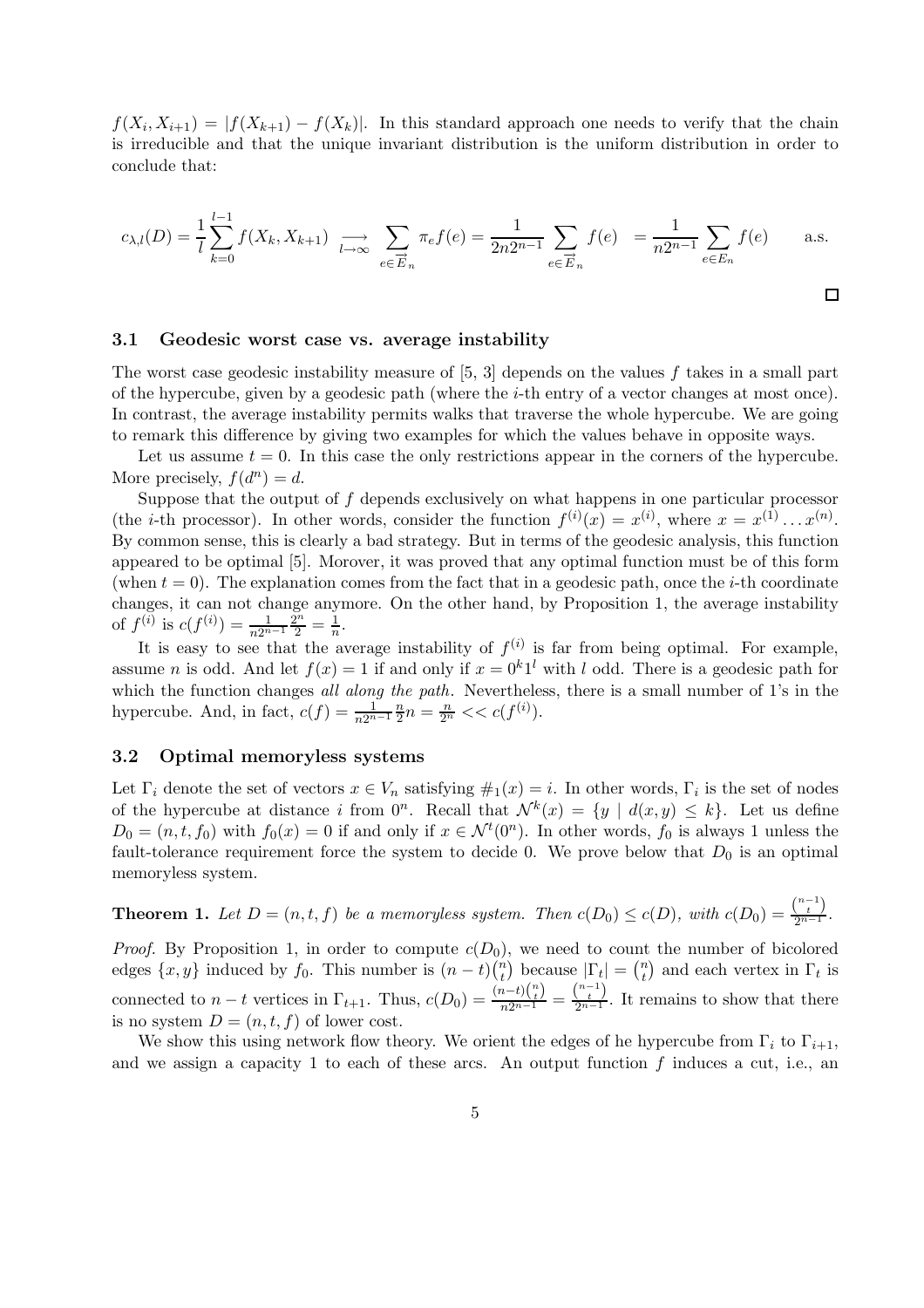$f(X_i, X_{i+1}) = |f(X_{k+1}) - f(X_k)|$. In this standard approach one needs to verify that the chain is irreducible and that the unique invariant distribution is the uniform distribution in order to conclude that:

$$c_{\lambda,l}(D) = \frac{1}{l}\sum_{k=0}^{l-1} f(X_k, X_{k+1}) \underset{l\to\infty}{\longrightarrow} \sum_{e\in \vec{E}_n} \pi_e f(e) = \frac{1}{2n2^{n-1}} \sum_{e\in \vec{E}_n} f(e) \;\; = \frac{1}{n2^{n-1}} \sum_{e\in E_n} f(e) \qquad \text{a.s.}$$

□

### 3.1 Geodesic worst case vs. average instability

The worst case geodesic instability measure of [5, 3] depends on the values $f$ takes in a small part of the hypercube, given by a geodesic path (where the $i$-th entry of a vector changes at most once). In contrast, the average instability permits walks that traverse the whole hypercube. We are going to remark this difference by giving two examples for which the values behave in opposite ways.

Let us assume $t = 0$. In this case the only restrictions appear in the corners of the hypercube. More precisely, $f(d^n) = d$.

Suppose that the output of $f$ depends exclusively on what happens in one particular processor (the $i$-th processor). In other words, consider the function $f^{(i)}(x) = x^{(i)}$, where $x = x^{(1)} \ldots x^{(n)}$. By common sense, this is clearly a bad strategy. But in terms of the geodesic analysis, this function appeared to be optimal [5]. Morover, it was proved that any optimal function must be of this form (when $t = 0$). The explanation comes from the fact that in a geodesic path, once the $i$-th coordinate changes, it can not change anymore. On the other hand, by Proposition 1, the average instability of $f^{(i)}$ is $c(f^{(i)}) = \frac{1}{n2^{n-1}}\frac{2^n}{2} = \frac{1}{n}$.

It is easy to see that the average instability of $f^{(i)}$ is far from being optimal. For example, assume $n$ is odd. And let $f(x) = 1$ if and only if $x = 0^k 1^l$ with $l$ odd. There is a geodesic path for which the function changes *all along the path*. Nevertheless, there is a small number of 1's in the hypercube. And, in fact, $c(f) = \frac{1}{n2^{n-1}}\frac{n}{2}n = \frac{n}{2^n} << c(f^{(i)})$.

### 3.2 Optimal memoryless systems

Let $\Gamma_i$ denote the set of vectors $x \in V_n$ satisfying $\#_1(x) = i$. In other words, $\Gamma_i$ is the set of nodes of the hypercube at distance $i$ from $0^n$. Recall that $\mathcal{N}^k(x) = \{y \mid d(x,y) \leq k\}$. Let us define $D_0 = (n, t, f_0)$ with $f_0(x) = 0$ if and only if $x \in \mathcal{N}^t(0^n)$. In other words, $f_0$ is always 1 unless the fault-tolerance requirement force the system to decide 0. We prove below that $D_0$ is an optimal memoryless system.

**Theorem 1.** *Let $D = (n, t, f)$ be a memoryless system. Then $c(D_0) \leq c(D)$, with $c(D_0) = \frac{\binom{n-1}{t}}{2^{n-1}}$.*

*Proof.* By Proposition 1, in order to compute $c(D_0)$, we need to count the number of bicolored edges $\{x, y\}$ induced by $f_0$. This number is $(n-t)\binom{n}{t}$ because $|\Gamma_t| = \binom{n}{t}$ and each vertex in $\Gamma_t$ is connected to $n - t$ vertices in $\Gamma_{t+1}$. Thus, $c(D_0) = \frac{(n-t)\binom{n}{t}}{n2^{n-1}} = \frac{\binom{n-1}{t}}{2^{n-1}}$. It remains to show that there is no system $D = (n, t, f)$ of lower cost.

We show this using network flow theory. We orient the edges of he hypercube from $\Gamma_i$ to $\Gamma_{i+1}$, and we assign a capacity 1 to each of these arcs. An output function $f$ induces a cut, i.e., an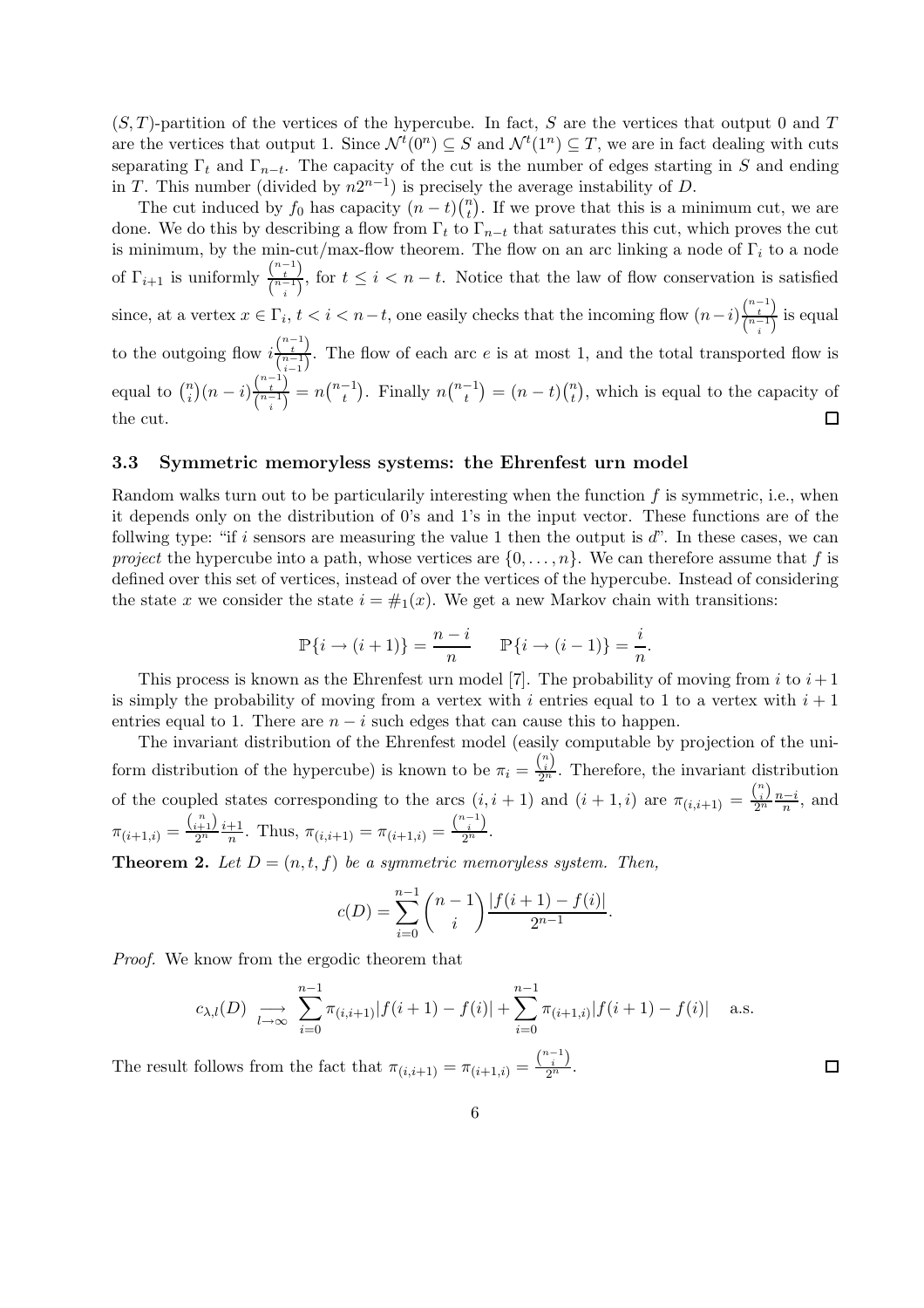$(S,T)$-partition of the vertices of the hypercube. In fact, $S$ are the vertices that output 0 and $T$ are the vertices that output 1. Since $\mathcal{N}^t(0^n) \subseteq S$ and $\mathcal{N}^t(1^n) \subseteq T$, we are in fact dealing with cuts separating $\Gamma_t$ and $\Gamma_{n-t}$. The capacity of the cut is the number of edges starting in $S$ and ending in $T$. This number (divided by $n2^{n-1}$) is precisely the average instability of $D$.

The cut induced by $f_0$ has capacity $(n-t)\binom{n}{t}$. If we prove that this is a minimum cut, we are done. We do this by describing a flow from $\Gamma_t$ to $\Gamma_{n-t}$ that saturates this cut, which proves the cut is minimum, by the min-cut/max-flow theorem. The flow on an arc linking a node of $\Gamma_i$ to a node of $\Gamma_{i+1}$ is uniformly $\frac{\binom{n-1}{t}}{\binom{n-1}{i}}$, for $t \leq i < n-t$. Notice that the law of flow conservation is satisfied since, at a vertex $x \in \Gamma_i$, $t < i < n-t$, one easily checks that the incoming flow $(n-i)\frac{\binom{n-1}{t}}{\binom{n-1}{i}}$ is equal to the outgoing flow $i\frac{\binom{n-1}{t}}{\binom{n-1}{i-1}}$. The flow of each arc $e$ is at most 1, and the total transported flow is equal to $\binom{n}{i}(n-i)\frac{\binom{n-1}{t}}{\binom{n-1}{i}} = n\binom{n-1}{t}$. Finally $n\binom{n-1}{t} = (n-t)\binom{n}{t}$, which is equal to the capacity of the cut. $\square$

### 3.3 Symmetric memoryless systems: the Ehrenfest urn model

Random walks turn out to be particularily interesting when the function $f$ is symmetric, i.e., when it depends only on the distribution of 0's and 1's in the input vector. These functions are of the follwing type: "if $i$ sensors are measuring the value 1 then the output is $d$". In these cases, we can *project* the hypercube into a path, whose vertices are $\{0,\dots,n\}$. We can therefore assume that $f$ is defined over this set of vertices, instead of over the vertices of the hypercube. Instead of considering the state $x$ we consider the state $i = \#_1(x)$. We get a new Markov chain with transitions:

$$\mathbb{P}\{i \to (i+1)\} = \frac{n-i}{n} \qquad \mathbb{P}\{i \to (i-1)\} = \frac{i}{n}.$$

This process is known as the Ehrenfest urn model [7]. The probability of moving from $i$ to $i+1$ is simply the probability of moving from a vertex with $i$ entries equal to 1 to a vertex with $i+1$ entries equal to 1. There are $n-i$ such edges that can cause this to happen.

The invariant distribution of the Ehrenfest model (easily computable by projection of the uniform distribution of the hypercube) is known to be $\pi_i = \frac{\binom{n}{i}}{2^n}$. Therefore, the invariant distribution of the coupled states corresponding to the arcs $(i,i+1)$ and $(i+1,i)$ are $\pi_{(i,i+1)} = \frac{\binom{n}{i}}{2^n}\frac{n-i}{n}$, and $\pi_{(i+1,i)} = \frac{\binom{n}{i+1}}{2^n}\frac{i+1}{n}$. Thus, $\pi_{(i,i+1)} = \pi_{(i+1,i)} = \frac{\binom{n-1}{i}}{2^n}$.

**Theorem 2.** *Let $D = (n,t,f)$ be a symmetric memoryless system. Then,*

$$c(D) = \sum_{i=0}^{n-1} \binom{n-1}{i} \frac{|f(i+1) - f(i)|}{2^{n-1}}.$$

*Proof.* We know from the ergodic theorem that

$$c_{\lambda,l}(D) \underset{l\to\infty}{\longrightarrow} \sum_{i=0}^{n-1} \pi_{(i,i+1)}|f(i+1) - f(i)| + \sum_{i=0}^{n-1} \pi_{(i+1,i)}|f(i+1) - f(i)| \quad \text{a.s.}$$

The result follows from the fact that $\pi_{(i,i+1)} = \pi_{(i+1,i)} = \frac{\binom{n-1}{i}}{2^n}$. $\square$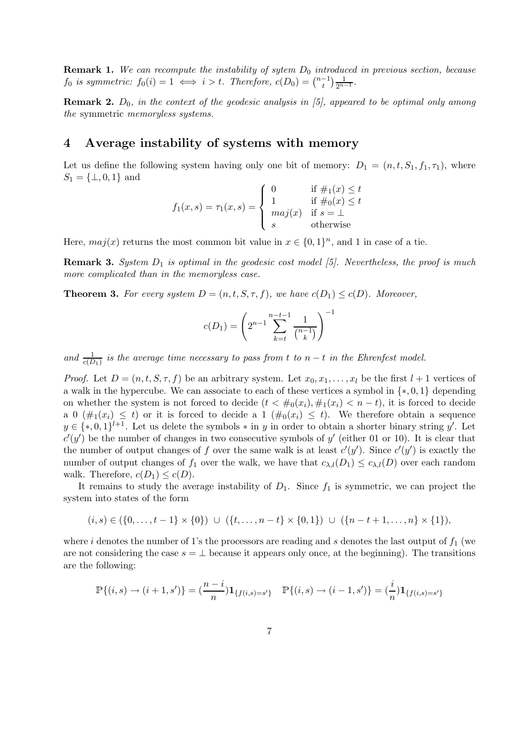**Remark 1.** *We can recompute the instability of sytem $D_0$ introduced in previous section, because $f_0$ is symmetric: $f_0(i) = 1 \iff i > t$. Therefore, $c(D_0) = \binom{n-1}{t}\frac{1}{2^{n-1}}$.*

**Remark 2.** *$D_0$, in the context of the geodesic analysis in [5], appeared to be optimal only among the* symmetric *memoryless systems.*

## 4 Average instability of systems with memory

Let us define the following system having only one bit of memory: $D_1 = (n, t, S_1, f_1, \tau_1)$, where $S_1 = \{\perp, 0, 1\}$ and

$$f_1(x, s) = \tau_1(x, s) = \begin{cases} 0 & \text{if } \#_1(x) \leq t \\ 1 & \text{if } \#_0(x) \leq t \\ maj(x) & \text{if } s = \perp \\ s & \text{otherwise} \end{cases}$$

Here, $maj(x)$ returns the most common bit value in $x \in \{0,1\}^n$, and 1 in case of a tie.

**Remark 3.** *System $D_1$ is optimal in the geodesic cost model [5]. Nevertheless, the proof is much more complicated than in the memoryless case.*

**Theorem 3.** *For every system $D = (n, t, S, \tau, f)$, we have $c(D_1) \leq c(D)$. Moreover,*

$$c(D_1) = \left(2^{n-1} \sum_{k=t}^{n-t-1} \frac{1}{\binom{n-1}{k}}\right)^{-1}$$

*and $\frac{1}{c(D_1)}$ is the average time necessary to pass from $t$ to $n-t$ in the Ehrenfest model.*

*Proof.* Let $D = (n, t, S, \tau, f)$ be an arbitrary system. Let $x_0, x_1, \ldots, x_l$ be the first $l+1$ vertices of a walk in the hypercube. We can associate to each of these vertices a symbol in $\{*, 0, 1\}$ depending on whether the system is not forced to decide ($t < \#_0(x_i), \#_1(x_i) < n-t$), it is forced to decide a 0 ($\#_1(x_i) \leq t$) or it is forced to decide a 1 ($\#_0(x_i) \leq t$). We therefore obtain a sequence $y \in \{*, 0, 1\}^{l+1}$. Let us delete the symbols $*$ in $y$ in order to obtain a shorter binary string $y'$. Let $c'(y')$ be the number of changes in two consecutive symbols of $y'$ (either 01 or 10). It is clear that the number of output changes of $f$ over the same walk is at least $c'(y')$. Since $c'(y')$ is exactly the number of output changes of $f_1$ over the walk, we have that $c_{\lambda,l}(D_1) \leq c_{\lambda,l}(D)$ over each random walk. Therefore, $c(D_1) \leq c(D)$.

It remains to study the average instability of $D_1$. Since $f_1$ is symmetric, we can project the system into states of the form

$$(i, s) \in (\{0, \ldots, t-1\} \times \{0\}) \ \cup \ (\{t, \ldots, n-t\} \times \{0,1\}) \ \cup \ (\{n-t+1, \ldots, n\} \times \{1\}),$$

where $i$ denotes the number of 1's the processors are reading and $s$ denotes the last output of $f_1$ (we are not considering the case $s = \perp$ because it appears only once, at the beginning). The transitions are the following:

$$\mathbb{P}\{(i,s) \to (i+1, s')\} = (\frac{n-i}{n})\mathbf{1}_{\{f(i,s)=s'\}} \quad \mathbb{P}\{(i,s) \to (i-1, s')\} = (\frac{i}{n})\mathbf{1}_{\{f(i,s)=s'\}}$$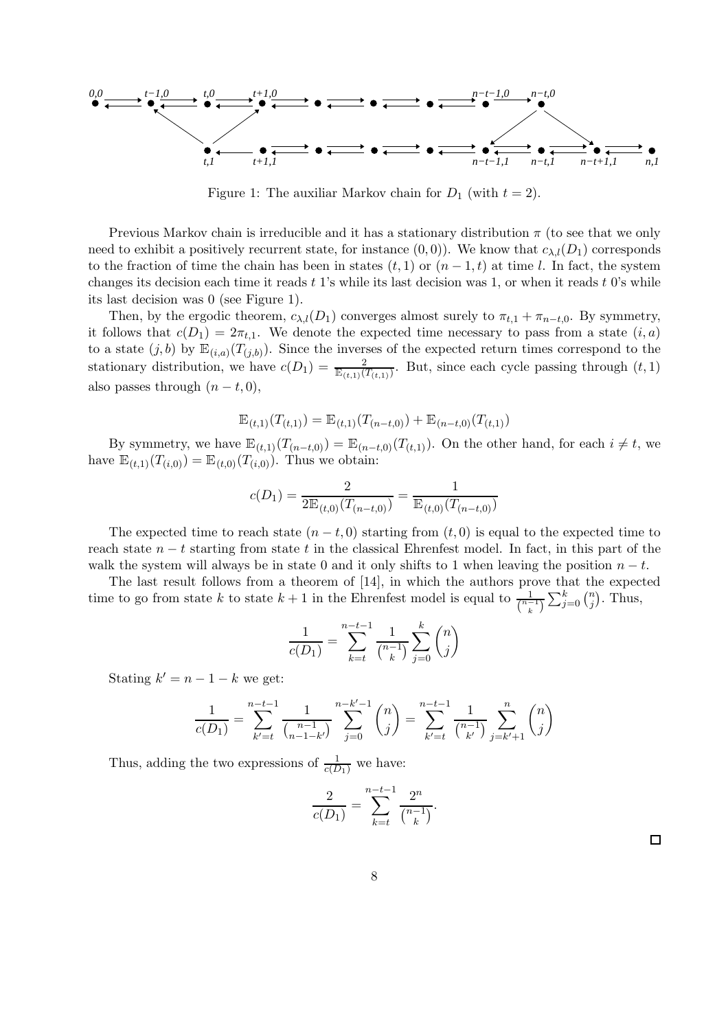Figure 1: The auxiliar Markov chain for $D_1$ (with $t = 2$).

Previous Markov chain is irreducible and it has a stationary distribution $\pi$ (to see that we only need to exhibit a positively recurrent state, for instance $(0, 0)$). We know that $c_{\lambda,l}(D_1)$ corresponds to the fraction of time the chain has been in states $(t, 1)$ or $(n-1, t)$ at time $l$. In fact, the system changes its decision each time it reads $t$ 1's while its last decision was 1, or when it reads $t$ 0's while its last decision was 0 (see Figure 1).

Then, by the ergodic theorem, $c_{\lambda,l}(D_1)$ converges almost surely to $\pi_{t,1} + \pi_{n-t,0}$. By symmetry, it follows that $c(D_1) = 2\pi_{t,1}$. We denote the expected time necessary to pass from a state $(i, a)$ to a state $(j, b)$ by $\mathbb{E}_{(i,a)}(T_{(j,b)})$. Since the inverses of the expected return times correspond to the stationary distribution, we have $c(D_1) = \frac{2}{\mathbb{E}_{(t,1)}(T_{(t,1)})}$. But, since each cycle passing through $(t, 1)$ also passes through $(n - t, 0)$,

$$\mathbb{E}_{(t,1)}(T_{(t,1)}) = \mathbb{E}_{(t,1)}(T_{(n-t,0)}) + \mathbb{E}_{(n-t,0)}(T_{(t,1)})$$

By symmetry, we have $\mathbb{E}_{(t,1)}(T_{(n-t,0)}) = \mathbb{E}_{(n-t,0)}(T_{(t,1)})$. On the other hand, for each $i \neq t$, we have $\mathbb{E}_{(t,1)}(T_{(i,0)}) = \mathbb{E}_{(t,0)}(T_{(i,0)})$. Thus we obtain:

$$c(D_1) = \frac{2}{2\mathbb{E}_{(t,0)}(T_{(n-t,0)})} = \frac{1}{\mathbb{E}_{(t,0)}(T_{(n-t,0)})}$$

The expected time to reach state $(n - t, 0)$ starting from $(t, 0)$ is equal to the expected time to reach state $n - t$ starting from state $t$ in the classical Ehrenfest model. In fact, in this part of the walk the system will always be in state 0 and it only shifts to 1 when leaving the position $n - t$.

The last result follows from a theorem of [14], in which the authors prove that the expected time to go from state $k$ to state $k + 1$ in the Ehrenfest model is equal to $\frac{1}{\binom{n-1}{k}} \sum_{j=0}^{k} \binom{n}{j}$. Thus,

$$\frac{1}{c(D_1)} = \sum_{k=t}^{n-t-1} \frac{1}{\binom{n-1}{k}} \sum_{j=0}^{k} \binom{n}{j}$$

Stating $k' = n - 1 - k$ we get:

$$\frac{1}{c(D_1)} = \sum_{k'=t}^{n-t-1} \frac{1}{\binom{n-1}{n-1-k'}} \sum_{j=0}^{n-k'-1} \binom{n}{j} = \sum_{k'=t}^{n-t-1} \frac{1}{\binom{n-1}{k'}} \sum_{j=k'+1}^{n} \binom{n}{j}$$

Thus, adding the two expressions of $\frac{1}{c(D_1)}$ we have:

$$\frac{2}{c(D_1)} = \sum_{k=t}^{n-t-1} \frac{2^n}{\binom{n-1}{k}}.$$

□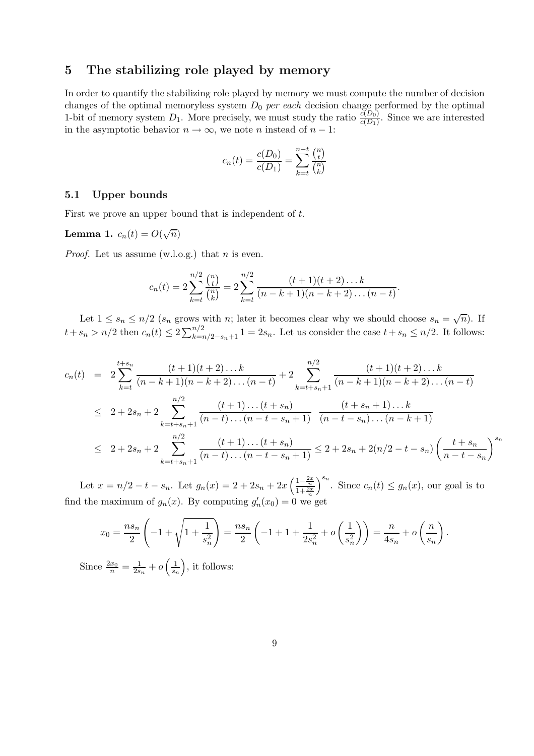## 5 The stabilizing role played by memory

In order to quantify the stabilizing role played by memory we must compute the number of decision changes of the optimal memoryless system $D_0$ *per each* decision change performed by the optimal 1-bit of memory system $D_1$. More precisely, we must study the ratio $\frac{c(D_0)}{c(D_1)}$. Since we are interested in the asymptotic behavior $n \to \infty$, we note $n$ instead of $n-1$:

$$c_n(t) = \frac{c(D_0)}{c(D_1)} = \sum_{k=t}^{n-t} \frac{\binom{n}{t}}{\binom{n}{k}}$$

### 5.1 Upper bounds

First we prove an upper bound that is independent of $t$.

**Lemma 1.** $c_n(t) = O(\sqrt{n})$

*Proof.* Let us assume (w.l.o.g.) that $n$ is even.

$$c_n(t) = 2\sum_{k=t}^{n/2} \frac{\binom{n}{t}}{\binom{n}{k}} = 2\sum_{k=t}^{n/2} \frac{(t+1)(t+2)\dots k}{(n-k+1)(n-k+2)\dots(n-t)}.$$

Let $1 \leq s_n \leq n/2$ ($s_n$ grows with $n$; later it becomes clear why we should choose $s_n = \sqrt{n}$). If $t + s_n > n/2$ then $c_n(t) \leq 2\sum_{k=n/2-s_n+1}^{n/2} 1 = 2s_n$. Let us consider the case $t + s_n \leq n/2$. It follows:

$$\begin{aligned}
c_n(t) &= 2\sum_{k=t}^{t+s_n} \frac{(t+1)(t+2)\dots k}{(n-k+1)(n-k+2)\dots(n-t)} + 2\sum_{k=t+s_n+1}^{n/2} \frac{(t+1)(t+2)\dots k}{(n-k+1)(n-k+2)\dots(n-t)} \\
&\leq 2 + 2s_n + 2\sum_{k=t+s_n+1}^{n/2} \frac{(t+1)\dots(t+s_n)}{(n-t)\dots(n-t-s_n+1)} \ \frac{(t+s_n+1)\dots k}{(n-t-s_n)\dots(n-k+1)} \\
&\leq 2 + 2s_n + 2\sum_{k=t+s_n+1}^{n/2} \frac{(t+1)\dots(t+s_n)}{(n-t)\dots(n-t-s_n+1)} \leq 2 + 2s_n + 2(n/2 - t - s_n)\left(\frac{t+s_n}{n-t-s_n}\right)^{s_n}
\end{aligned}$$

Let $x = n/2 - t - s_n$. Let $g_n(x) = 2 + 2s_n + 2x\left(\frac{1-\frac{2x}{n}}{1+\frac{2x}{n}}\right)^{s_n}$. Since $c_n(t) \leq g_n(x)$, our goal is to find the maximum of $g_n(x)$. By computing $g_n'(x_0) = 0$ we get

$$x_0 = \frac{ns_n}{2}\left(-1 + \sqrt{1 + \frac{1}{s_n^2}}\right) = \frac{ns_n}{2}\left(-1 + 1 + \frac{1}{2s_n^2} + o\left(\frac{1}{s_n^2}\right)\right) = \frac{n}{4s_n} + o\left(\frac{n}{s_n}\right).$$

Since $\frac{2x_0}{n} = \frac{1}{2s_n} + o\left(\frac{1}{s_n}\right)$, it follows: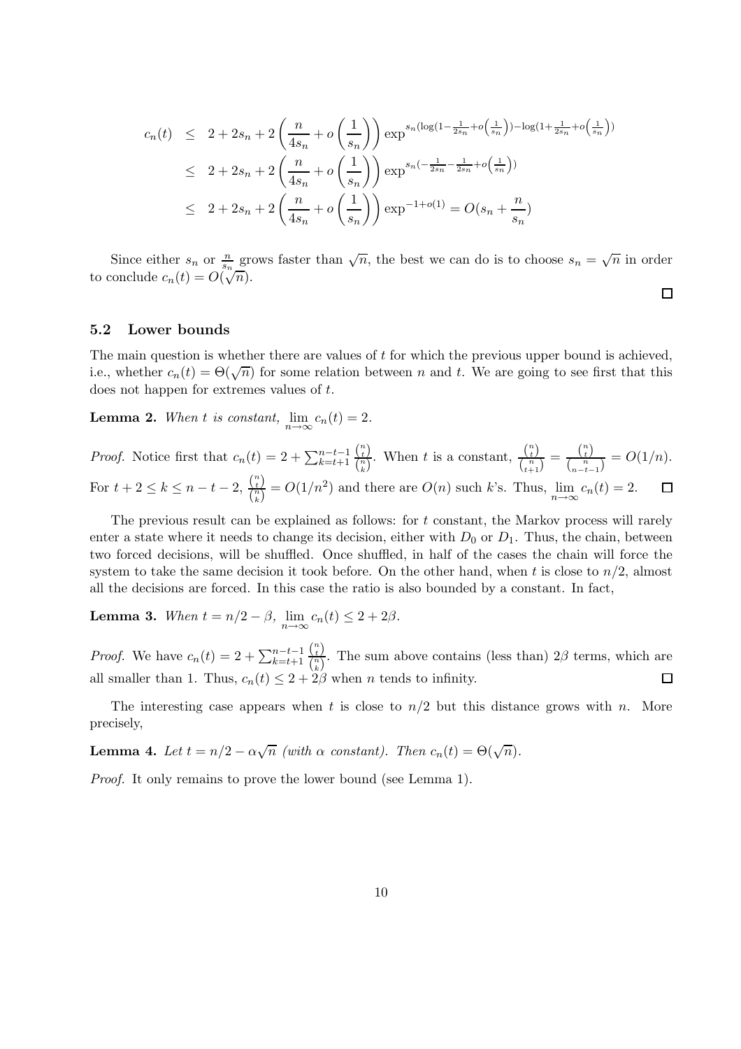$$
\begin{aligned}
c_n(t) &\leq 2 + 2s_n + 2\left(\frac{n}{4s_n} + o\left(\frac{1}{s_n}\right)\right) \exp^{s_n(\log(1-\frac{1}{2s_n}+o\left(\frac{1}{s_n}\right)) - \log(1+\frac{1}{2s_n}+o\left(\frac{1}{s_n}\right))}\\
&\leq 2 + 2s_n + 2\left(\frac{n}{4s_n} + o\left(\frac{1}{s_n}\right)\right) \exp^{s_n(-\frac{1}{2s_n}-\frac{1}{2s_n}+o\left(\frac{1}{s_n}\right))}\\
&\leq 2 + 2s_n + 2\left(\frac{n}{4s_n} + o\left(\frac{1}{s_n}\right)\right) \exp^{-1+o(1)} = O(s_n + \frac{n}{s_n})
\end{aligned}
$$

Since either $s_n$ or $\frac{n}{s_n}$ grows faster than $\sqrt{n}$, the best we can do is to choose $s_n = \sqrt{n}$ in order to conclude $c_n(t) = O(\sqrt{n})$. □

### 5.2 Lower bounds

The main question is whether there are values of $t$ for which the previous upper bound is achieved, i.e., whether $c_n(t) = \Theta(\sqrt{n})$ for some relation between $n$ and $t$. We are going to see first that this does not happen for extremes values of $t$.

**Lemma 2.** *When $t$ is constant, $\lim_{n\to\infty} c_n(t) = 2$.*

*Proof.* Notice first that $c_n(t) = 2 + \sum_{k=t+1}^{n-t-1} \frac{\binom{n}{t}}{\binom{n}{k}}$. When $t$ is a constant, $\frac{\binom{n}{t}}{\binom{n}{t+1}} = \frac{\binom{n}{t}}{\binom{n}{n-t-1}} = O(1/n)$. For $t+2 \leq k \leq n-t-2$, $\frac{\binom{n}{t}}{\binom{n}{k}} = O(1/n^2)$ and there are $O(n)$ such $k$'s. Thus, $\lim_{n\to\infty} c_n(t) = 2$. □

The previous result can be explained as follows: for $t$ constant, the Markov process will rarely enter a state where it needs to change its decision, either with $D_0$ or $D_1$. Thus, the chain, between two forced decisions, will be shuffled. Once shuffled, in half of the cases the chain will force the system to take the same decision it took before. On the other hand, when $t$ is close to $n/2$, almost all the decisions are forced. In this case the ratio is also bounded by a constant. In fact,

**Lemma 3.** *When $t = n/2 - \beta$, $\lim_{n\to\infty} c_n(t) \leq 2 + 2\beta$.*

*Proof.* We have $c_n(t) = 2 + \sum_{k=t+1}^{n-t-1} \frac{\binom{n}{t}}{\binom{n}{k}}$. The sum above contains (less than) $2\beta$ terms, which are all smaller than 1. Thus, $c_n(t) \leq 2 + 2\beta$ when $n$ tends to infinity. □

The interesting case appears when $t$ is close to $n/2$ but this distance grows with $n$. More precisely,

**Lemma 4.** *Let $t = n/2 - \alpha\sqrt{n}$ (with $\alpha$ constant). Then $c_n(t) = \Theta(\sqrt{n})$.*

*Proof.* It only remains to prove the lower bound (see Lemma 1).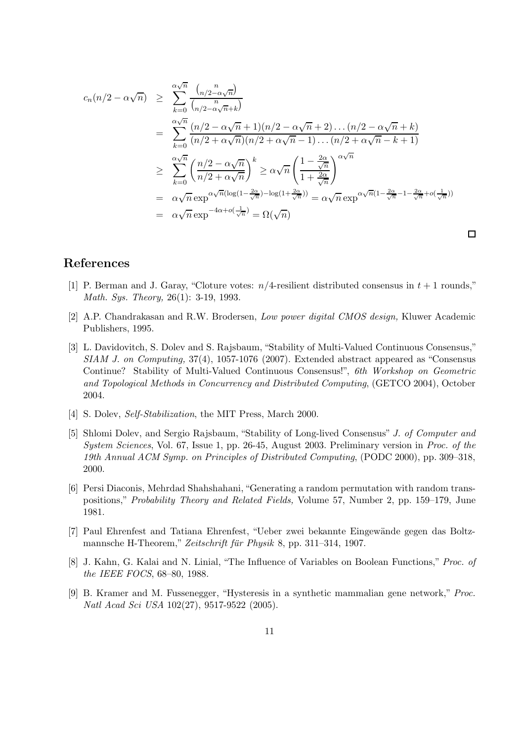$$
\begin{aligned}
c_n(n/2-\alpha\sqrt{n}) &\geq \sum_{k=0}^{\alpha\sqrt{n}} \frac{\binom{n}{n/2-\alpha\sqrt{n}}}{\binom{n}{n/2-\alpha\sqrt{n}+k}} \\
&= \sum_{k=0}^{\alpha\sqrt{n}} \frac{(n/2-\alpha\sqrt{n}+1)(n/2-\alpha\sqrt{n}+2)\dots(n/2-\alpha\sqrt{n}+k)}{(n/2+\alpha\sqrt{n})(n/2+\alpha\sqrt{n}-1)\dots(n/2+\alpha\sqrt{n}-k+1)} \\
&\geq \sum_{k=0}^{\alpha\sqrt{n}} \left(\frac{n/2-\alpha\sqrt{n}}{n/2+\alpha\sqrt{n}}\right)^k \geq \alpha\sqrt{n}\left(\frac{1-\frac{2\alpha}{\sqrt{n}}}{1+\frac{2\alpha}{\sqrt{n}}}\right)^{\alpha\sqrt{n}} \\
&= \alpha\sqrt{n}\exp^{\alpha\sqrt{n}(\log(1-\frac{2\alpha}{\sqrt{n}})-\log(1+\frac{2\alpha}{\sqrt{n}}))} = \alpha\sqrt{n}\exp^{\alpha\sqrt{n}(1-\frac{2\alpha}{\sqrt{n}}-1-\frac{2\alpha}{\sqrt{n}}+o(\frac{1}{\sqrt{n}}))} \\
&= \alpha\sqrt{n}\exp^{-4\alpha+o(\frac{1}{\sqrt{n}})} = \Omega(\sqrt{n})
\end{aligned}
$$

□

# References

[1] P. Berman and J. Garay, "Cloture votes: $n/4$-resilient distributed consensus in $t+1$ rounds," *Math. Sys. Theory,* 26(1): 3-19, 1993.

[2] A.P. Chandrakasan and R.W. Brodersen, *Low power digital CMOS design,* Kluwer Academic Publishers, 1995.

[3] L. Davidovitch, S. Dolev and S. Rajsbaum, "Stability of Multi-Valued Continuous Consensus," *SIAM J. on Computing,* 37(4), 1057-1076 (2007). Extended abstract appeared as "Consensus Continue? Stability of Multi-Valued Continuous Consensus!", *6th Workshop on Geometric and Topological Methods in Concurrency and Distributed Computing*, (GETCO 2004), October 2004.

[4] S. Dolev, *Self-Stabilization*, the MIT Press, March 2000.

[5] Shlomi Dolev, and Sergio Rajsbaum, "Stability of Long-lived Consensus" *J. of Computer and System Sciences*, Vol. 67, Issue 1, pp. 26-45, August 2003. Preliminary version in *Proc. of the 19th Annual ACM Symp. on Principles of Distributed Computing*, (PODC 2000), pp. 309–318, 2000.

[6] Persi Diaconis, Mehrdad Shahshahani, "Generating a random permutation with random transpositions," *Probability Theory and Related Fields,* Volume 57, Number 2, pp. 159–179, June 1981.

[7] Paul Ehrenfest and Tatiana Ehrenfest, "Ueber zwei bekannte Eingewände gegen das Boltzmannsche H-Theorem," *Zeitschrift für Physik* 8, pp. 311–314, 1907.

[8] J. Kahn, G. Kalai and N. Linial, "The Influence of Variables on Boolean Functions," *Proc. of the IEEE FOCS*, 68–80, 1988.

[9] B. Kramer and M. Fussenegger, "Hysteresis in a synthetic mammalian gene network," *Proc. Natl Acad Sci USA* 102(27), 9517-9522 (2005).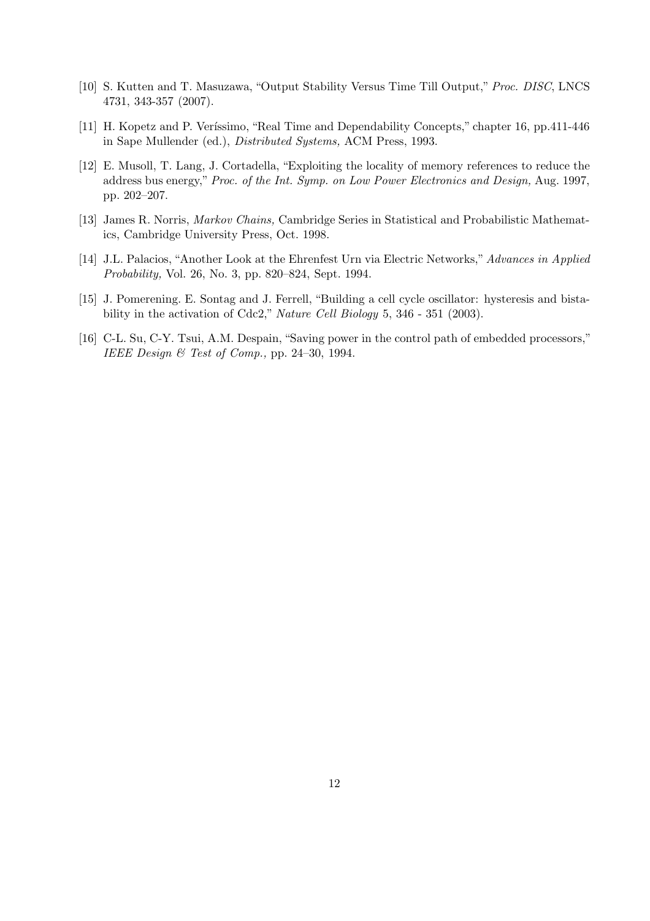[10] S. Kutten and T. Masuzawa, "Output Stability Versus Time Till Output," *Proc. DISC*, LNCS 4731, 343-357 (2007).

[11] H. Kopetz and P. Veríssimo, "Real Time and Dependability Concepts," chapter 16, pp.411-446 in Sape Mullender (ed.), *Distributed Systems,* ACM Press, 1993.

[12] E. Musoll, T. Lang, J. Cortadella, "Exploiting the locality of memory references to reduce the address bus energy," *Proc. of the Int. Symp. on Low Power Electronics and Design,* Aug. 1997, pp. 202–207.

[13] James R. Norris, *Markov Chains,* Cambridge Series in Statistical and Probabilistic Mathematics, Cambridge University Press, Oct. 1998.

[14] J.L. Palacios, "Another Look at the Ehrenfest Urn via Electric Networks," *Advances in Applied Probability,* Vol. 26, No. 3, pp. 820–824, Sept. 1994.

[15] J. Pomerening. E. Sontag and J. Ferrell, "Building a cell cycle oscillator: hysteresis and bistability in the activation of Cdc2," *Nature Cell Biology* 5, 346 - 351 (2003).

[16] C-L. Su, C-Y. Tsui, A.M. Despain, "Saving power in the control path of embedded processors," *IEEE Design & Test of Comp.,* pp. 24–30, 1994.